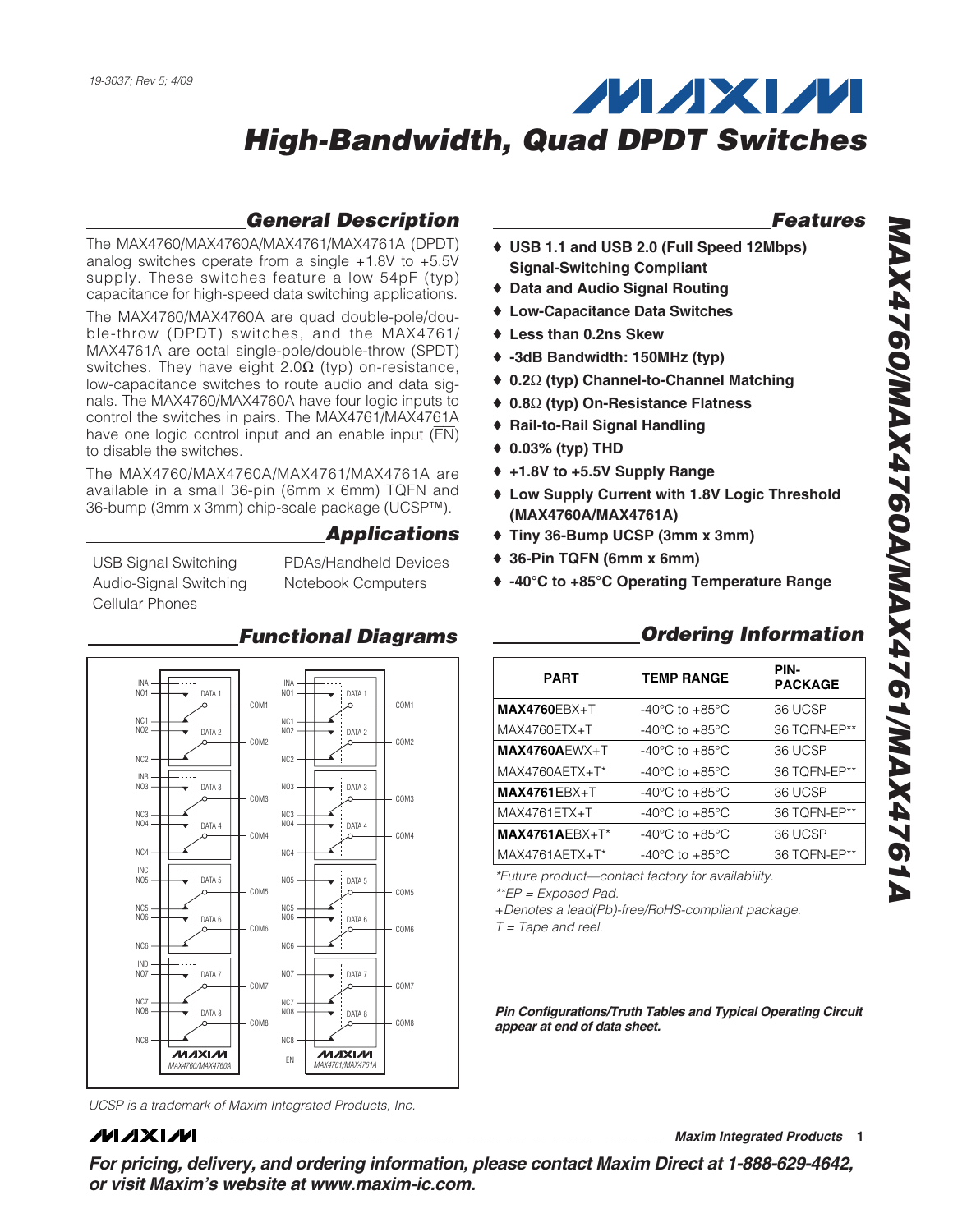19-3037; Rev 5; 4/09

# High-Bandwidth, Quad DPDT Switches

## General Description

The MAX4760/MAX4760A/MAX4761/MAX4761A (DPDT) analog switches operate from a single +1.8V to +5.5V supply. These switches feature a low 54pF (typ) capacitance for high-speed data switching applications.

The MAX4760/MAX4760A are quad double-pole/double-throw (DPDT) switches, and the MAX4761/MAX4761A are octal single-pole/double-throw (SPDT) switches. They have eight 2.0Ω (typ) on-resistance, low-capacitance switches to route audio and data signals. The MAX4760/MAX4760A have four logic inputs to control the switches in pairs. The MAX4761/MAX4761A have one logic control input and an enable input (EN) to disable the switches.

The MAX4760/MAX4760A/MAX4761/MAX4761A are available in a small 36-pin (6mm x 6mm) TQFN and 36-bump (3mm x 3mm) chip-scale package (UCSP™).

## Applications

- USB Signal Switching
- Audio-Signal Switching
- Cellular Phones
- PDAs/Handheld Devices
- Notebook Computers

## Functional Diagrams

## Features

- ♦ USB 1.1 and USB 2.0 (Full Speed 12Mbps) Signal-Switching Compliant
- ♦ Data and Audio Signal Routing
- ♦ Low-Capacitance Data Switches
- ♦ Less than 0.2ns Skew
- ♦ -3dB Bandwidth: 150MHz (typ)
- ♦ 0.2Ω (typ) Channel-to-Channel Matching
- ♦ 0.8Ω (typ) On-Resistance Flatness
- ♦ Rail-to-Rail Signal Handling
- ♦ 0.03% (typ) THD
- ♦ +1.8V to +5.5V Supply Range
- ♦ Low Supply Current with 1.8V Logic Threshold (MAX4760A/MAX4761A)
- ♦ Tiny 36-Bump UCSP (3mm x 3mm)
- ♦ 36-Pin TQFN (6mm x 6mm)
- ♦ -40°C to +85°C Operating Temperature Range

## Ordering Information

| PART | TEMP RANGE | PIN-PACKAGE |
|---|---|---|
| **MAX4760**EBX+T | -40°C to +85°C | 36 UCSP |
| MAX4760ETX+T | -40°C to +85°C | 36 TQFN-EP** |
| **MAX4760A**EWX+T | -40°C to +85°C | 36 UCSP |
| MAX4760AETX+T* | -40°C to +85°C | 36 TQFN-EP** |
| **MAX4761**EBX+T | -40°C to +85°C | 36 UCSP |
| MAX4761ETX+T | -40°C to +85°C | 36 TQFN-EP** |
| **MAX4761A**EBX+T* | -40°C to +85°C | 36 UCSP |
| MAX4761AETX+T* | -40°C to +85°C | 36 TQFN-EP** |

*\*Future product—contact factory for availability.*
*\*\*EP = Exposed Pad.*
*+Denotes a lead(Pb)-free/RoHS-compliant package.*
*T = Tape and reel.*

***Pin Configurations/Truth Tables and Typical Operating Circuit appear at end of data sheet.***

*UCSP is a trademark of Maxim Integrated Products, Inc.*

***For pricing, delivery, and ordering information, please contact Maxim Direct at 1-888-629-4642, or visit Maxim's website at www.maxim-ic.com.***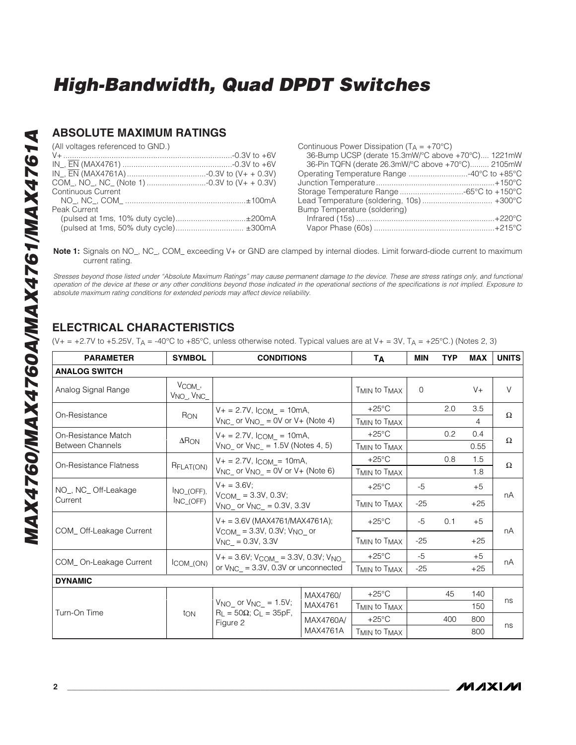# High-Bandwidth, Quad DPDT Switches

## ABSOLUTE MAXIMUM RATINGS

(All voltages referenced to GND.)

V+ ............................................................................-0.3V to +6V
IN_, $\overline{EN}$ (MAX4761) ..................................................-0.3V to +6V
IN_, $\overline{EN}$ (MAX4761A)....................................-0.3V to (V+ + 0.3V)
COM_, NO_, NC_ (Note 1) ...........................-0.3V to (V+ + 0.3V)
Continuous Current
NO_, NC_, COM_ .......................................................±100mA
Peak Current
(pulsed at 1ms, 10% duty cycle)................................±200mA
(pulsed at 1ms, 50% duty cycle)............................... ±300mA

Continuous Power Dissipation ($T_A$ = +70°C)
36-Bump UCSP (derate 15.3mW/°C above +70°C).... 1221mW
36-Pin TQFN (derate 26.3mW/°C above +70°C)......... 2105mW
Operating Temperature Range ...........................-40°C to +85°C
Junction Temperature......................................................+150°C
Storage Temperature Range .............................-65°C to +150°C
Lead Temperature (soldering, 10s) ................................ +300°C
Bump Temperature (soldering)
Infrared (15s) ...............................................................+220°C
Vapor Phase (60s) .......................................................+215°C

**Note 1:** Signals on NO_, NC_, COM_ exceeding V+ or GND are clamped by internal diodes. Limit forward-diode current to maximum current rating.

*Stresses beyond those listed under "Absolute Maximum Ratings" may cause permanent damage to the device. These are stress ratings only, and functional operation of the device at these or any other conditions beyond those indicated in the operational sections of the specifications is not implied. Exposure to absolute maximum rating conditions for extended periods may affect device reliability.*

## ELECTRICAL CHARACTERISTICS

(V+ = +2.7V to +5.25V, $T_A$ = -40°C to +85°C, unless otherwise noted. Typical values are at V+ = 3V, $T_A$ = +25°C.) (Notes 2, 3)

| PARAMETER | SYMBOL | CONDITIONS | | $T_A$ | MIN | TYP | MAX | UNITS |
|---|---|---|---|---|---|---|---|---|
| **ANALOG SWITCH** | | | | | | | | |
| Analog Signal Range | $V_{COM\_}$, $V_{NO\_}$, $V_{NC\_}$ | | | $T_{MIN}$ to $T_{MAX}$ | 0 | | V+ | V |
| On-Resistance | $R_{ON}$ | V+ = 2.7V, $I_{COM\_}$ = 10mA, $V_{NC\_}$ or $V_{NO\_}$ = 0V or V+ (Note 4) | | +25°C | | 2.0 | 3.5 | Ω |
| | | | | $T_{MIN}$ to $T_{MAX}$ | | | 4 | |
| On-Resistance Match Between Channels | $\Delta R_{ON}$ | V+ = 2.7V, $I_{COM\_}$ = 10mA, $V_{NO\_}$ or $V_{NC\_}$ = 1.5V (Notes 4, 5) | | +25°C | | 0.2 | 0.4 | Ω |
| | | | | $T_{MIN}$ to $T_{MAX}$ | | | 0.55 | |
| On-Resistance Flatness | $R_{FLAT(ON)}$ | V+ = 2.7V, $I_{COM\_}$ = 10mA, $V_{NC\_}$ or $V_{NO\_}$ = 0V or V+ (Note 6) | | +25°C | | 0.8 | 1.5 | Ω |
| | | | | $T_{MIN}$ to $T_{MAX}$ | | | 1.8 | |
| NO_, NC_ Off-Leakage Current | $I_{NO\_(OFF)}$, $I_{NC\_(OFF)}$ | V+ = 3.6V; $V_{COM\_}$ = 3.3V, 0.3V; $V_{NO\_}$ or $V_{NC\_}$ = 0.3V, 3.3V | | +25°C | -5 | | +5 | nA |
| | | | | $T_{MIN}$ to $T_{MAX}$ | -25 | | +25 | |
| COM_ Off-Leakage Current | | V+ = 3.6V (MAX4761/MAX4761A); $V_{COM\_}$ = 3.3V, 0.3V; $V_{NO\_}$ or $V_{NC\_}$ = 0.3V, 3.3V | | +25°C | -5 | 0.1 | +5 | nA |
| | | | | $T_{MIN}$ to $T_{MAX}$ | -25 | | +25 | |
| COM_ On-Leakage Current | $I_{COM\_(ON)}$ | V+ = 3.6V; $V_{COM\_}$ = 3.3V, 0.3V; $V_{NO\_}$ or $V_{NC\_}$ = 3.3V, 0.3V or unconnected | | +25°C | -5 | | +5 | nA |
| | | | | $T_{MIN}$ to $T_{MAX}$ | -25 | | +25 | |
| **DYNAMIC** | | | | | | | | |
| Turn-On Time | $t_{ON}$ | $V_{NO\_}$ or $V_{NC\_}$ = 1.5V; $R_L$ = 50Ω; $C_L$ = 35pF, Figure 2 | MAX4760/ MAX4761 | +25°C | | 45 | 140 | ns |
| | | | | $T_{MIN}$ to $T_{MAX}$ | | | 150 | |
| | | | MAX4760A/ MAX4761A | +25°C | | 400 | 800 | ns |
| | | | | $T_{MIN}$ to $T_{MAX}$ | | | 800 | |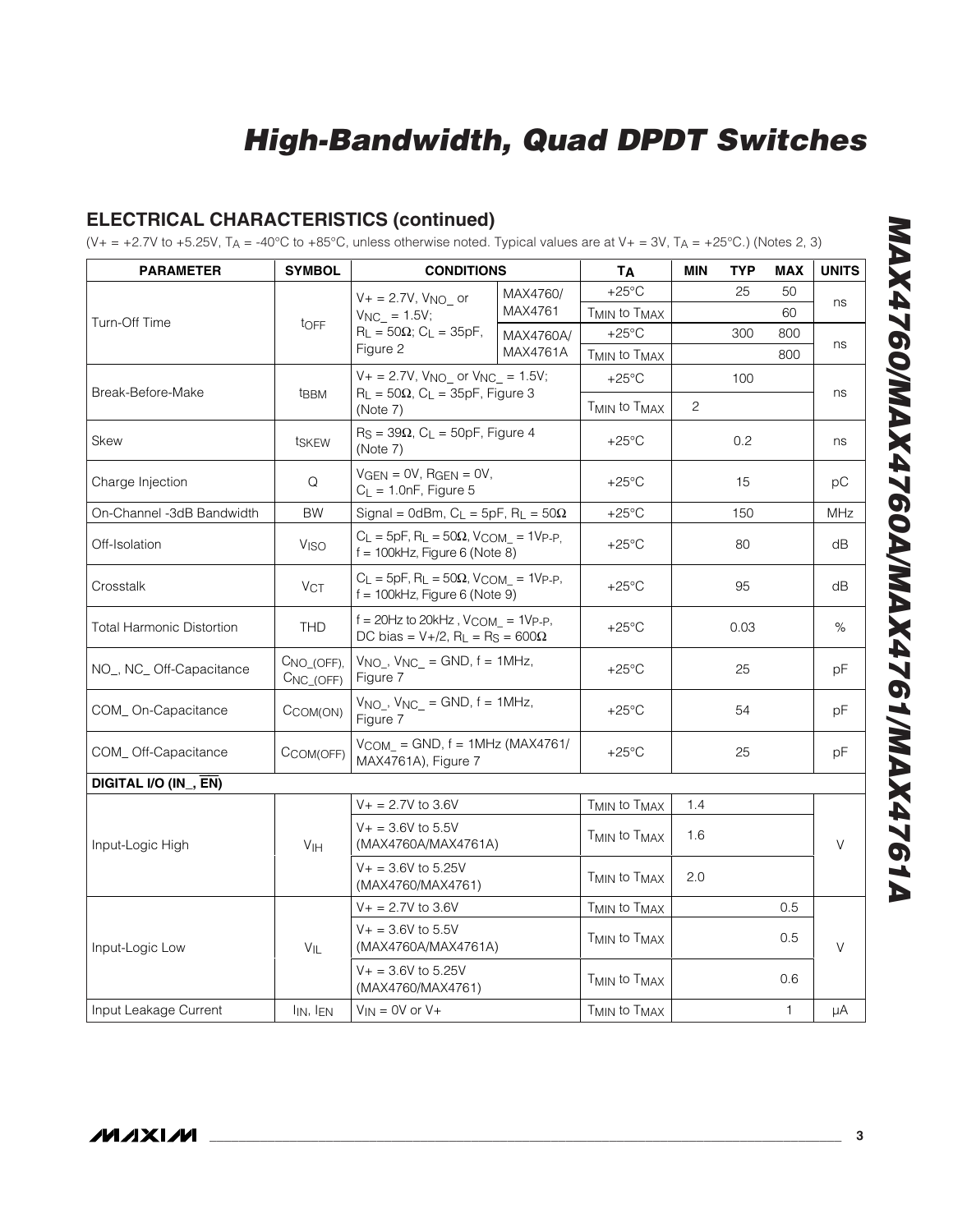## ELECTRICAL CHARACTERISTICS (continued)

($V+ = +2.7V$ to $+5.25V$, $T_A = -40°C$ to $+85°C$, unless otherwise noted. Typical values are at $V+ = 3V$, $T_A = +25°C$.) (Notes 2, 3)

| PARAMETER | SYMBOL | CONDITIONS | | $T_A$ | MIN | TYP | MAX | UNITS |
|---|---|---|---|---|---|---|---|---|
| Turn-Off Time | $t_{OFF}$ | $V+ = 2.7V$, $V_{NO\_}$ or $V_{NC\_} = 1.5V$; $R_L = 50\Omega$; $C_L = 35pF$, Figure 2 | MAX4760/ MAX4761 | +25°C | | 25 | 50 | ns |
| | | | | $T_{MIN}$ to $T_{MAX}$ | | | 60 | |
| | | | MAX4760A/ MAX4761A | +25°C | | 300 | 800 | ns |
| | | | | $T_{MIN}$ to $T_{MAX}$ | | | 800 | |
| Break-Before-Make | $t_{BBM}$ | $V+ = 2.7V$, $V_{NO\_}$ or $V_{NC\_} = 1.5V$; $R_L = 50\Omega$, $C_L = 35pF$, Figure 3 (Note 7) | | +25°C | | 100 | | ns |
| | | | | $T_{MIN}$ to $T_{MAX}$ | 2 | | | |
| Skew | $t_{SKEW}$ | $R_S = 39\Omega$, $C_L = 50pF$, Figure 4 (Note 7) | | +25°C | | 0.2 | | ns |
| Charge Injection | Q | $V_{GEN} = 0V$, $R_{GEN} = 0V$, $C_L = 1.0nF$, Figure 5 | | +25°C | | 15 | | pC |
| On-Channel -3dB Bandwidth | BW | Signal = 0dBm, $C_L = 5pF$, $R_L = 50\Omega$ | | +25°C | | 150 | | MHz |
| Off-Isolation | $V_{ISO}$ | $C_L = 5pF$, $R_L = 50\Omega$, $V_{COM\_} = 1V_{P-P}$, f = 100kHz, Figure 6 (Note 8) | | +25°C | | 80 | | dB |
| Crosstalk | $V_{CT}$ | $C_L = 5pF$, $R_L = 50\Omega$, $V_{COM\_} = 1V_{P-P}$, f = 100kHz, Figure 6 (Note 9) | | +25°C | | 95 | | dB |
| Total Harmonic Distortion | THD | f = 20Hz to 20kHz, $V_{COM\_} = 1V_{P-P}$, DC bias = V+/2, $R_L = R_S = 600\Omega$ | | +25°C | | 0.03 | | % |
| NO_, NC_ Off-Capacitance | $C_{NO\_(OFF)}$, $C_{NC\_(OFF)}$ | $V_{NO\_}$, $V_{NC\_}$ = GND, f = 1MHz, Figure 7 | | +25°C | | 25 | | pF |
| COM_ On-Capacitance | $C_{COM(ON)}$ | $V_{NO\_}$, $V_{NC\_}$ = GND, f = 1MHz, Figure 7 | | +25°C | | 54 | | pF |
| COM_ Off-Capacitance | $C_{COM(OFF)}$ | $V_{COM\_}$ = GND, f = 1MHz (MAX4761/ MAX4761A), Figure 7 | | +25°C | | 25 | | pF |
| **DIGITAL I/O (IN_, $\overline{EN}$)** | | | | | | | | |
| Input-Logic High | $V_{IH}$ | V+ = 2.7V to 3.6V | | $T_{MIN}$ to $T_{MAX}$ | 1.4 | | | V |
| | | V+ = 3.6V to 5.5V (MAX4760A/MAX4761A) | | $T_{MIN}$ to $T_{MAX}$ | 1.6 | | | |
| | | V+ = 3.6V to 5.25V (MAX4760/MAX4761) | | $T_{MIN}$ to $T_{MAX}$ | 2.0 | | | |
| Input-Logic Low | $V_{IL}$ | V+ = 2.7V to 3.6V | | $T_{MIN}$ to $T_{MAX}$ | | | 0.5 | V |
| | | V+ = 3.6V to 5.5V (MAX4760A/MAX4761A) | | $T_{MIN}$ to $T_{MAX}$ | | | 0.5 | |
| | | V+ = 3.6V to 5.25V (MAX4760/MAX4761) | | $T_{MIN}$ to $T_{MAX}$ | | | 0.6 | |
| Input Leakage Current | $I_{IN}$, $I_{EN}$ | $V_{IN}$ = 0V or V+ | | $T_{MIN}$ to $T_{MAX}$ | | | 1 | µA |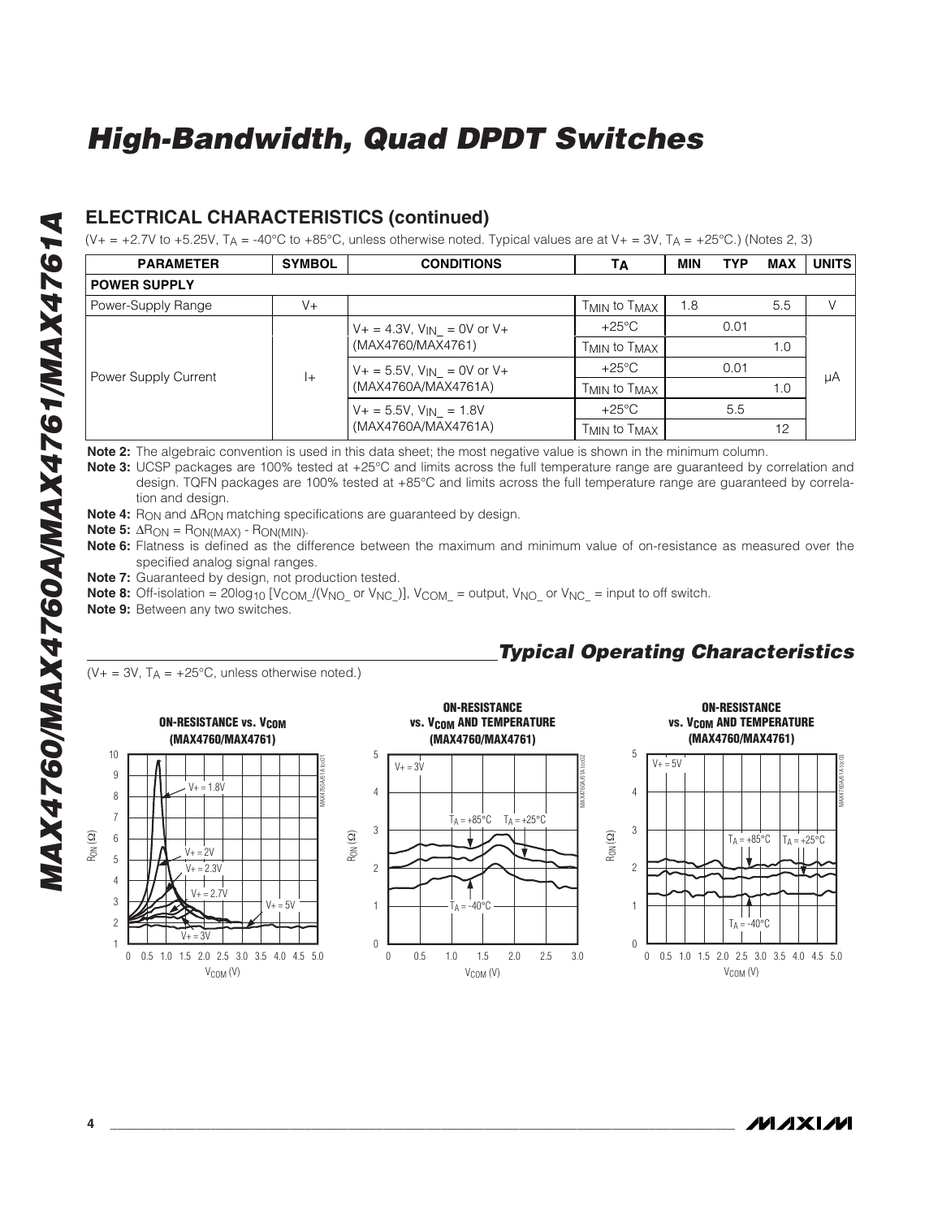## ELECTRICAL CHARACTERISTICS (continued)

($V+ = +2.7V$ to $+5.25V$, $T_A = -40°C$ to $+85°C$, unless otherwise noted. Typical values are at $V+ = 3V$, $T_A = +25°C$.) (Notes 2, 3)

| PARAMETER | SYMBOL | CONDITIONS | $T_A$ | MIN | TYP | MAX | UNITS |
|---|---|---|---|---|---|---|---|
| **POWER SUPPLY** | | | | | | | |
| Power-Supply Range | V+ | | $T_{MIN}$ to $T_{MAX}$ | 1.8 | | 5.5 | V |
| Power Supply Current | I+ | $V+ = 4.3V$, $V_{IN\_} = 0V$ or V+ (MAX4760/MAX4761) | +25°C | | 0.01 | | µA |
| | | | $T_{MIN}$ to $T_{MAX}$ | | | 1.0 | |
| | | $V+ = 5.5V$, $V_{IN\_} = 0V$ or V+ (MAX4760A/MAX4761A) | +25°C | | 0.01 | | |
| | | | $T_{MIN}$ to $T_{MAX}$ | | | 1.0 | |
| | | $V+ = 5.5V$, $V_{IN\_} = 1.8V$ (MAX4760A/MAX4761A) | +25°C | | 5.5 | | |
| | | | $T_{MIN}$ to $T_{MAX}$ | | | 12 | |

**Note 2:** The algebraic convention is used in this data sheet; the most negative value is shown in the minimum column.

**Note 3:** UCSP packages are 100% tested at +25°C and limits across the full temperature range are guaranteed by correlation and design. TQFN packages are 100% tested at +85°C and limits across the full temperature range are guaranteed by correlation and design.

**Note 4:** $R_{ON}$ and $\Delta R_{ON}$ matching specifications are guaranteed by design.

**Note 5:** $\Delta R_{ON} = R_{ON(MAX)} - R_{ON(MIN)}$.

**Note 6:** Flatness is defined as the difference between the maximum and minimum value of on-resistance as measured over the specified analog signal ranges.

**Note 7:** Guaranteed by design, not production tested.

**Note 8:** Off-isolation = $20\log_{10} [V_{COM\_}/(V_{NO\_} \text{ or } V_{NC\_})]$, $V_{COM\_}$ = output, $V_{NO\_}$ or $V_{NC\_}$ = input to off switch.

**Note 9:** Between any two switches.

## *Typical Operating Characteristics*

($V+ = 3V$, $T_A = +25°C$, unless otherwise noted.)

**ON-RESISTANCE vs. $V_{COM}$ (MAX4760/MAX4761)**

**ON-RESISTANCE vs. $V_{COM}$ AND TEMPERATURE (MAX4760/MAX4761)** ($V+ = 3V$)

**ON-RESISTANCE vs. $V_{COM}$ AND TEMPERATURE (MAX4760/MAX4761)** ($V+ = 5V$)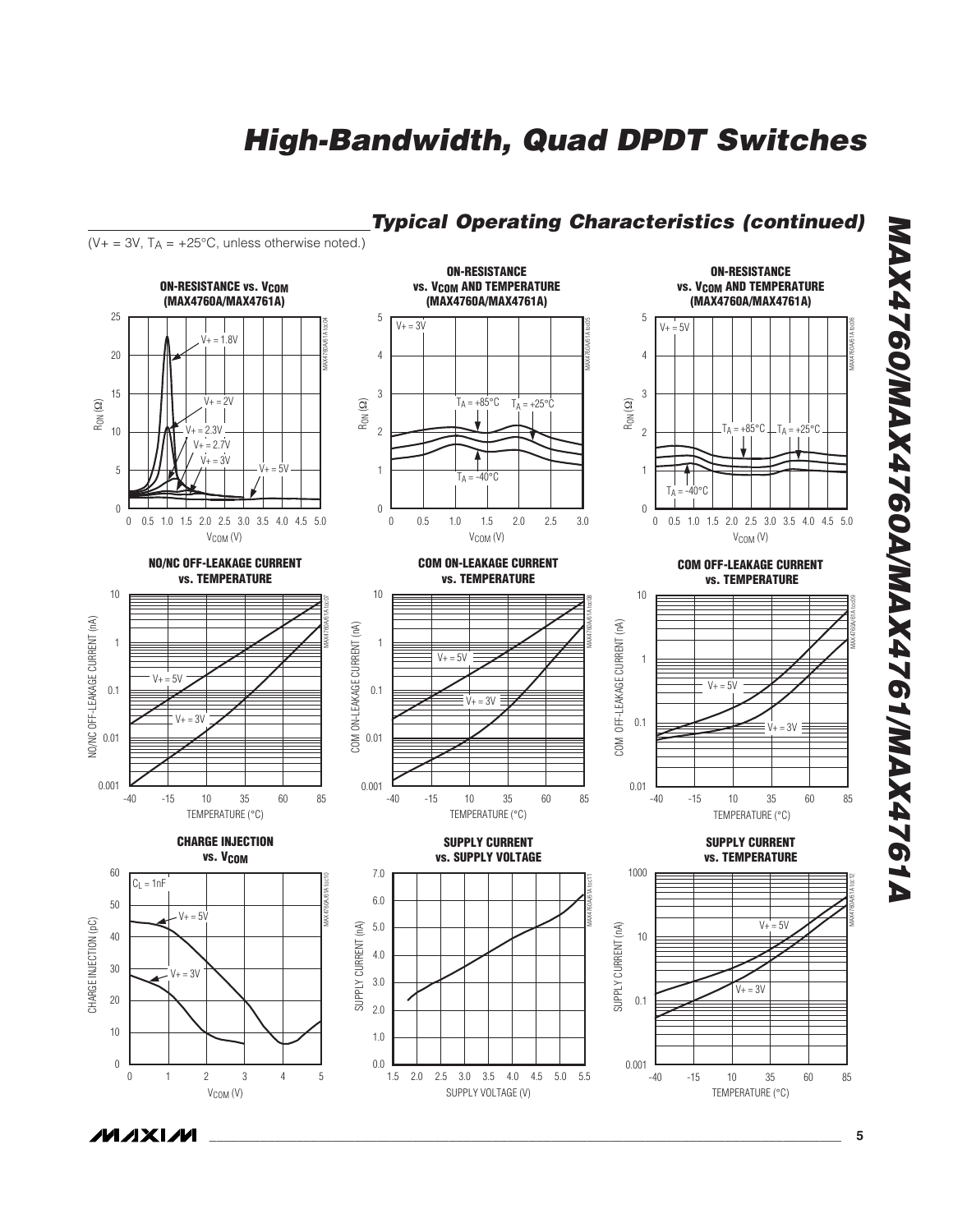## Typical Operating Characteristics (continued)

($V+ = 3V$, $T_A = +25°C$, unless otherwise noted.)

**ON-RESISTANCE vs. $V_{COM}$ (MAX4760A/MAX4761A)**

**ON-RESISTANCE vs. $V_{COM}$ AND TEMPERATURE (MAX4760A/MAX4761A)**

**ON-RESISTANCE vs. $V_{COM}$ AND TEMPERATURE (MAX4760A/MAX4761A)**

**NO/NC OFF-LEAKAGE CURRENT vs. TEMPERATURE**

**COM ON-LEAKAGE CURRENT vs. TEMPERATURE**

**COM OFF-LEAKAGE CURRENT vs. TEMPERATURE**

**CHARGE INJECTION vs. $V_{COM}$**

**SUPPLY CURRENT vs. SUPPLY VOLTAGE**

**SUPPLY CURRENT vs. TEMPERATURE**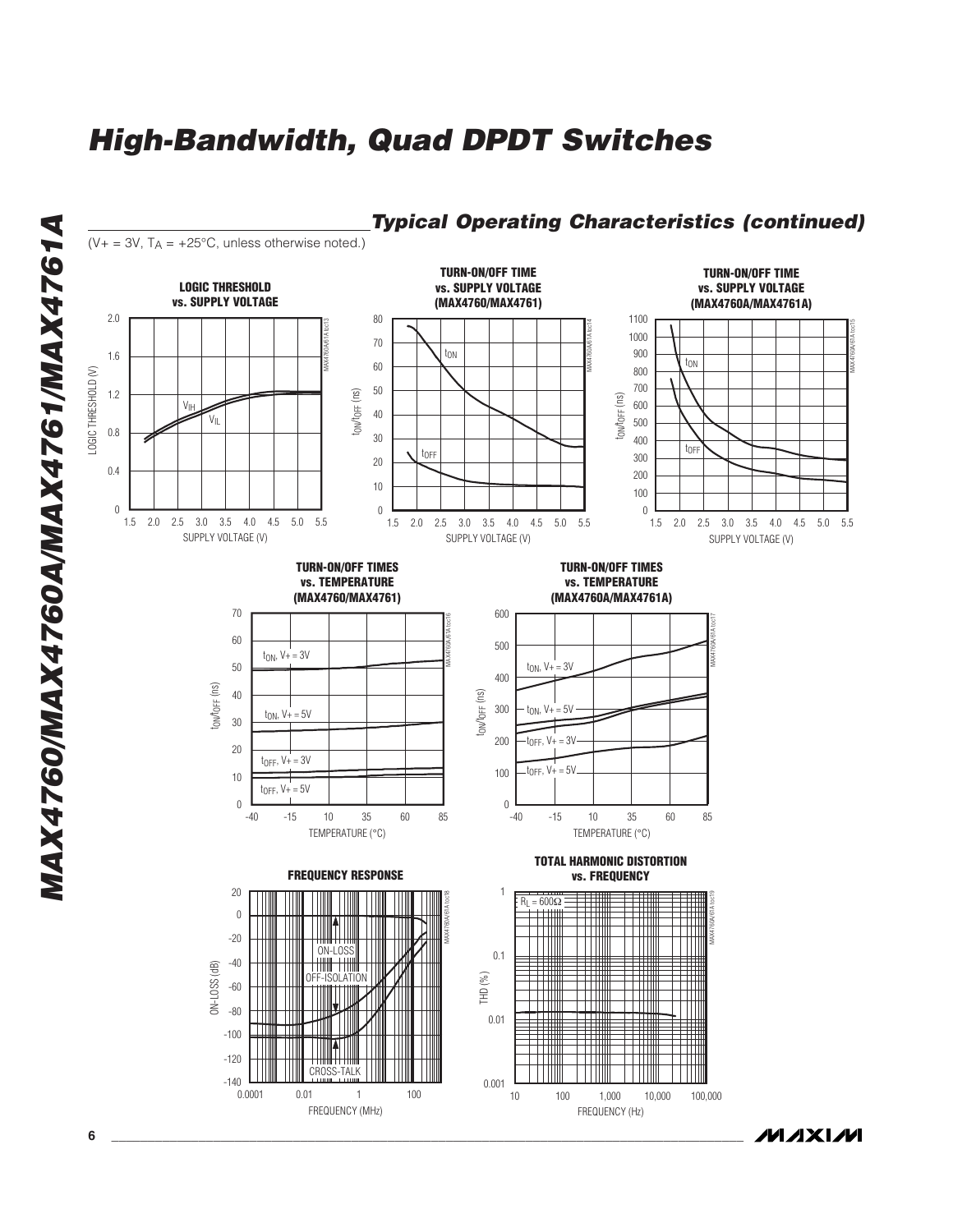## Typical Operating Characteristics (continued)

($V+ = 3V$, $T_A = +25°C$, unless otherwise noted.)

**LOGIC THRESHOLD vs. SUPPLY VOLTAGE**

**TURN-ON/OFF TIME vs. SUPPLY VOLTAGE (MAX4760/MAX4761)**

**TURN-ON/OFF TIME vs. SUPPLY VOLTAGE (MAX4760A/MAX4761A)**

**TURN-ON/OFF TIMES vs. TEMPERATURE (MAX4760/MAX4761)**

**TURN-ON/OFF TIMES vs. TEMPERATURE (MAX4760A/MAX4761A)**

**FREQUENCY RESPONSE**

**TOTAL HARMONIC DISTORTION vs. FREQUENCY**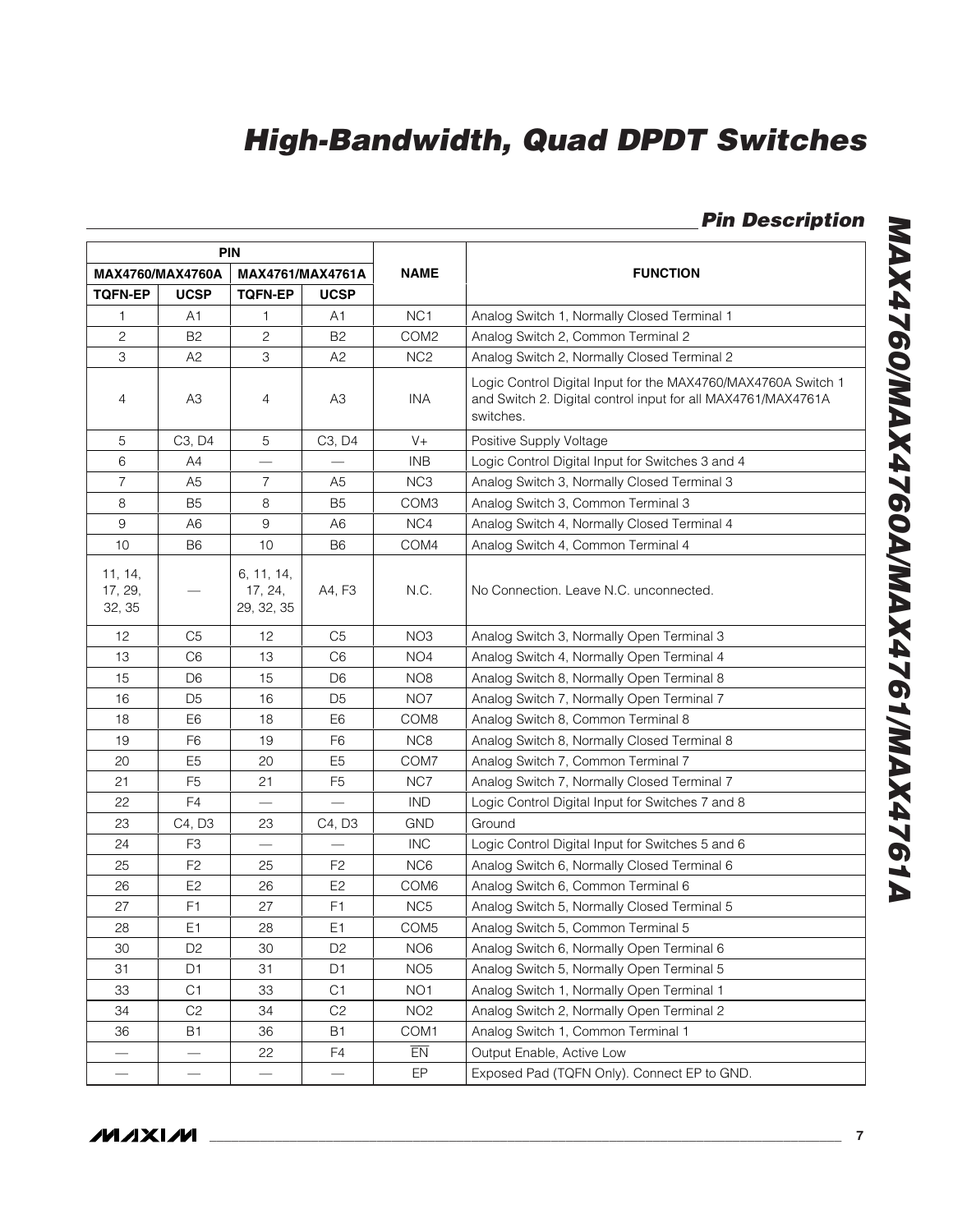## Pin Description

| PIN | | | | NAME | FUNCTION |
|---|---|---|---|---|---|
| MAX4760/MAX4760A | | MAX4761/MAX4761A | | | |
| TQFN-EP | UCSP | TQFN-EP | UCSP | | |
| 1 | A1 | 1 | A1 | NC1 | Analog Switch 1, Normally Closed Terminal 1 |
| 2 | B2 | 2 | B2 | COM2 | Analog Switch 2, Common Terminal 2 |
| 3 | A2 | 3 | A2 | NC2 | Analog Switch 2, Normally Closed Terminal 2 |
| 4 | A3 | 4 | A3 | INA | Logic Control Digital Input for the MAX4760/MAX4760A Switch 1 and Switch 2. Digital control input for all MAX4761/MAX4761A switches. |
| 5 | C3, D4 | 5 | C3, D4 | V+ | Positive Supply Voltage |
| 6 | A4 | — | — | INB | Logic Control Digital Input for Switches 3 and 4 |
| 7 | A5 | 7 | A5 | NC3 | Analog Switch 3, Normally Closed Terminal 3 |
| 8 | B5 | 8 | B5 | COM3 | Analog Switch 3, Common Terminal 3 |
| 9 | A6 | 9 | A6 | NC4 | Analog Switch 4, Normally Closed Terminal 4 |
| 10 | B6 | 10 | B6 | COM4 | Analog Switch 4, Common Terminal 4 |
| 11, 14, 17, 29, 32, 35 | — | 6, 11, 14, 17, 24, 29, 32, 35 | A4, F3 | N.C. | No Connection. Leave N.C. unconnected. |
| 12 | C5 | 12 | C5 | NO3 | Analog Switch 3, Normally Open Terminal 3 |
| 13 | C6 | 13 | C6 | NO4 | Analog Switch 4, Normally Open Terminal 4 |
| 15 | D6 | 15 | D6 | NO8 | Analog Switch 8, Normally Open Terminal 8 |
| 16 | D5 | 16 | D5 | NO7 | Analog Switch 7, Normally Open Terminal 7 |
| 18 | E6 | 18 | E6 | COM8 | Analog Switch 8, Common Terminal 8 |
| 19 | F6 | 19 | F6 | NC8 | Analog Switch 8, Normally Closed Terminal 8 |
| 20 | E5 | 20 | E5 | COM7 | Analog Switch 7, Common Terminal 7 |
| 21 | F5 | 21 | F5 | NC7 | Analog Switch 7, Normally Closed Terminal 7 |
| 22 | F4 | — | — | IND | Logic Control Digital Input for Switches 7 and 8 |
| 23 | C4, D3 | 23 | C4, D3 | GND | Ground |
| 24 | F3 | — | — | INC | Logic Control Digital Input for Switches 5 and 6 |
| 25 | F2 | 25 | F2 | NC6 | Analog Switch 6, Normally Closed Terminal 6 |
| 26 | E2 | 26 | E2 | COM6 | Analog Switch 6, Common Terminal 6 |
| 27 | F1 | 27 | F1 | NC5 | Analog Switch 5, Normally Closed Terminal 5 |
| 28 | E1 | 28 | E1 | COM5 | Analog Switch 5, Common Terminal 5 |
| 30 | D2 | 30 | D2 | NO6 | Analog Switch 6, Normally Open Terminal 6 |
| 31 | D1 | 31 | D1 | NO5 | Analog Switch 5, Normally Open Terminal 5 |
| 33 | C1 | 33 | C1 | NO1 | Analog Switch 1, Normally Open Terminal 1 |
| 34 | C2 | 34 | C2 | NO2 | Analog Switch 2, Normally Open Terminal 2 |
| 36 | B1 | 36 | B1 | COM1 | Analog Switch 1, Common Terminal 1 |
| — | — | 22 | F4 | $\overline{EN}$ | Output Enable, Active Low |
| — | — | — | — | EP | Exposed Pad (TQFN Only). Connect EP to GND. |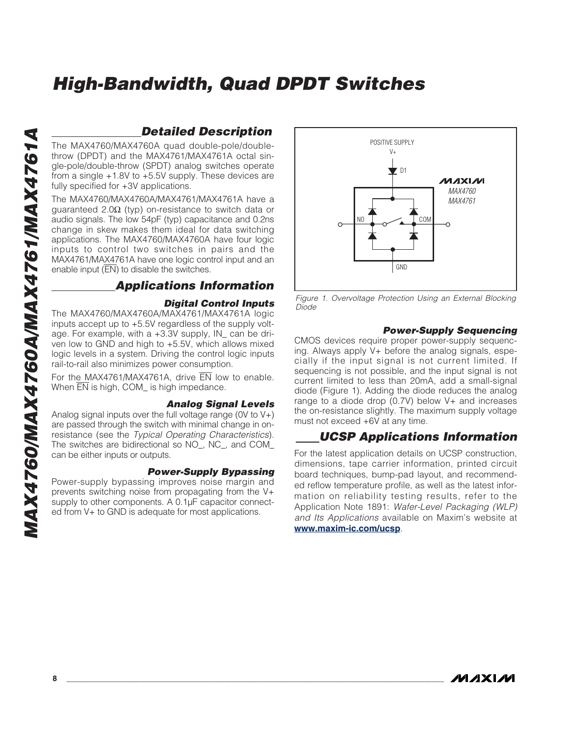## Detailed Description

The MAX4760/MAX4760A quad double-pole/double-throw (DPDT) and the MAX4761/MAX4761A octal single-pole/double-throw (SPDT) analog switches operate from a single +1.8V to +5.5V supply. These devices are fully specified for +3V applications.

The MAX4760/MAX4760A/MAX4761/MAX4761A have a guaranteed 2.0Ω (typ) on-resistance to switch data or audio signals. The low 54pF (typ) capacitance and 0.2ns change in skew makes them ideal for data switching applications. The MAX4760/MAX4760A have four logic inputs to control two switches in pairs and the MAX4761/MAX4761A have one logic control input and an enable input ($\overline{EN}$) to disable the switches.

## Applications Information

### Digital Control Inputs

The MAX4760/MAX4760A/MAX4761/MAX4761A logic inputs accept up to +5.5V regardless of the supply voltage. For example, with a +3.3V supply, IN_ can be driven low to GND and high to +5.5V, which allows mixed logic levels in a system. Driving the control logic inputs rail-to-rail also minimizes power consumption.

For the MAX4761/MAX4761A, drive $\overline{EN}$ low to enable. When $\overline{EN}$ is high, COM_ is high impedance.

### Analog Signal Levels

Analog signal inputs over the full voltage range (0V to V+) are passed through the switch with minimal change in on-resistance (see the *Typical Operating Characteristics*). The switches are bidirectional so NO_, NC_, and COM_ can be either inputs or outputs.

### Power-Supply Bypassing

Power-supply bypassing improves noise margin and prevents switching noise from propagating from the V+ supply to other components. A 0.1µF capacitor connected from V+ to GND is adequate for most applications.

Figure 1. Overvoltage Protection Using an External Blocking Diode

### Power-Supply Sequencing

CMOS devices require proper power-supply sequencing. Always apply V+ before the analog signals, especially if the input signal is not current limited. If sequencing is not possible, and the input signal is not current limited to less than 20mA, add a small-signal diode (Figure 1). Adding the diode reduces the analog range to a diode drop (0.7V) below V+ and increases the on-resistance slightly. The maximum supply voltage must not exceed +6V at any time.

## UCSP Applications Information

For the latest application details on UCSP construction, dimensions, tape carrier information, printed circuit board techniques, bump-pad layout, and recommended reflow temperature profile, as well as the latest information on reliability testing results, refer to the Application Note 1891: *Wafer-Level Packaging (WLP) and Its Applications* available on Maxim's website at **www.maxim-ic.com/ucsp**.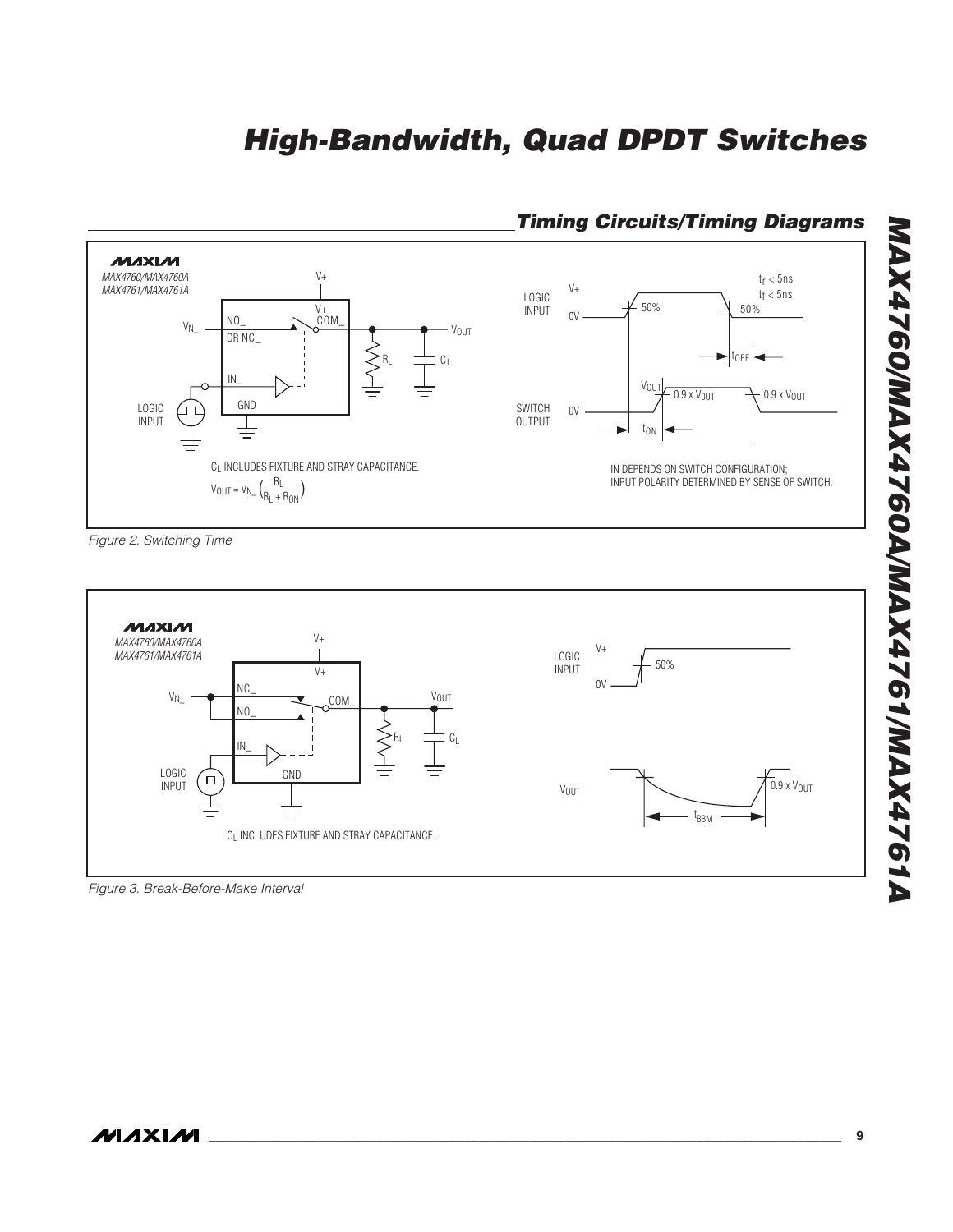## Timing Circuits/Timing Diagrams

$C_L$ INCLUDES FIXTURE AND STRAY CAPACITANCE.

$$V_{OUT} = V_{N\_} \left( \frac{R_L}{R_L + R_{ON}} \right)$$

IN DEPENDS ON SWITCH CONFIGURATION; INPUT POLARITY DETERMINED BY SENSE OF SWITCH.

*Figure 2. Switching Time*

$C_L$ INCLUDES FIXTURE AND STRAY CAPACITANCE.

*Figure 3. Break-Before-Make Interval*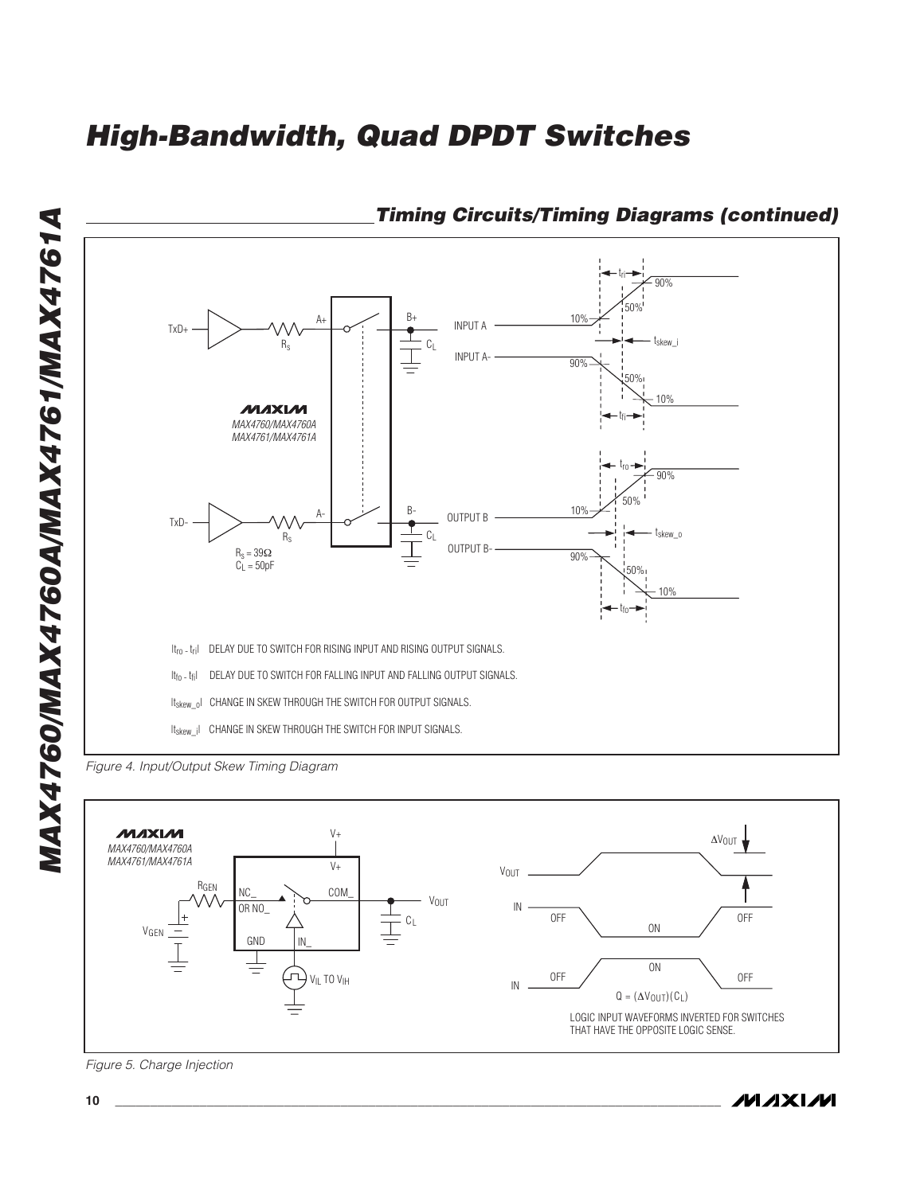## Timing Circuits/Timing Diagrams (continued)

$|t_{ro} - t_{ri}|$ DELAY DUE TO SWITCH FOR RISING INPUT AND RISING OUTPUT SIGNALS.

$|t_{fo} - t_{fi}|$ DELAY DUE TO SWITCH FOR FALLING INPUT AND FALLING OUTPUT SIGNALS.

$|t_{skew\_o}|$ CHANGE IN SKEW THROUGH THE SWITCH FOR OUTPUT SIGNALS.

$|t_{skew\_i}|$ CHANGE IN SKEW THROUGH THE SWITCH FOR INPUT SIGNALS.

$R_S = 39\Omega$
$C_L = 50pF$

*Figure 4. Input/Output Skew Timing Diagram*

$Q = (\Delta V_{OUT})(C_L)$

LOGIC INPUT WAVEFORMS INVERTED FOR SWITCHES THAT HAVE THE OPPOSITE LOGIC SENSE.

*Figure 5. Charge Injection*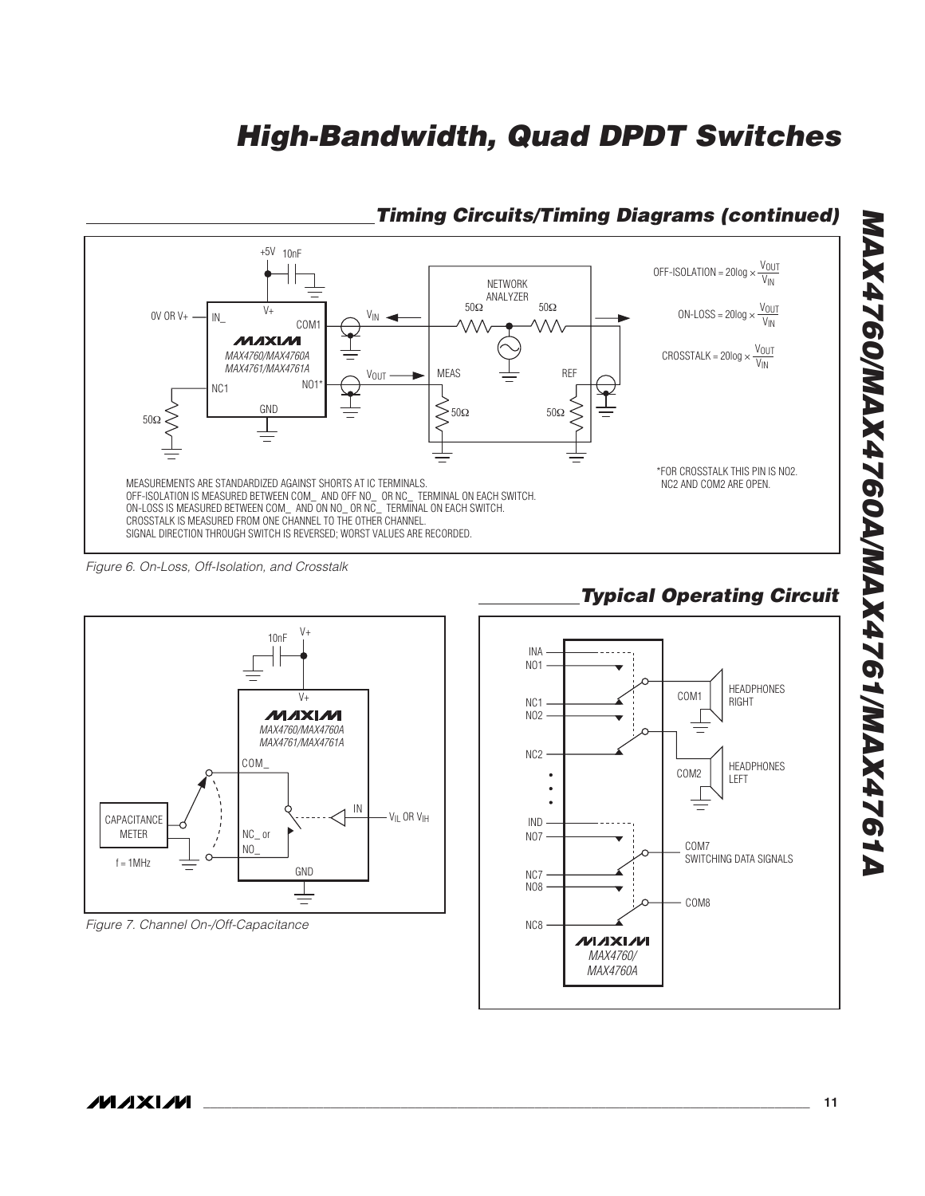## Timing Circuits/Timing Diagrams (continued)

OFF-ISOLATION = $20\log \times \frac{V_{OUT}}{V_{IN}}$

ON-LOSS = $20\log \times \frac{V_{OUT}}{V_{IN}}$

CROSSTALK = $20\log \times \frac{V_{OUT}}{V_{IN}}$

MEASUREMENTS ARE STANDARDIZED AGAINST SHORTS AT IC TERMINALS.
OFF-ISOLATION IS MEASURED BETWEEN COM_ AND OFF NO_ OR NC_ TERMINAL ON EACH SWITCH.
ON-LOSS IS MEASURED BETWEEN COM_ AND ON NO_ OR NC_ TERMINAL ON EACH SWITCH.
CROSSTALK IS MEASURED FROM ONE CHANNEL TO THE OTHER CHANNEL.
SIGNAL DIRECTION THROUGH SWITCH IS REVERSED; WORST VALUES ARE RECORDED.

*FOR CROSSTALK THIS PIN IS NO2. NC2 AND COM2 ARE OPEN.

*Figure 6. On-Loss, Off-Isolation, and Crosstalk*

*Figure 7. Channel On-/Off-Capacitance*

## Typical Operating Circuit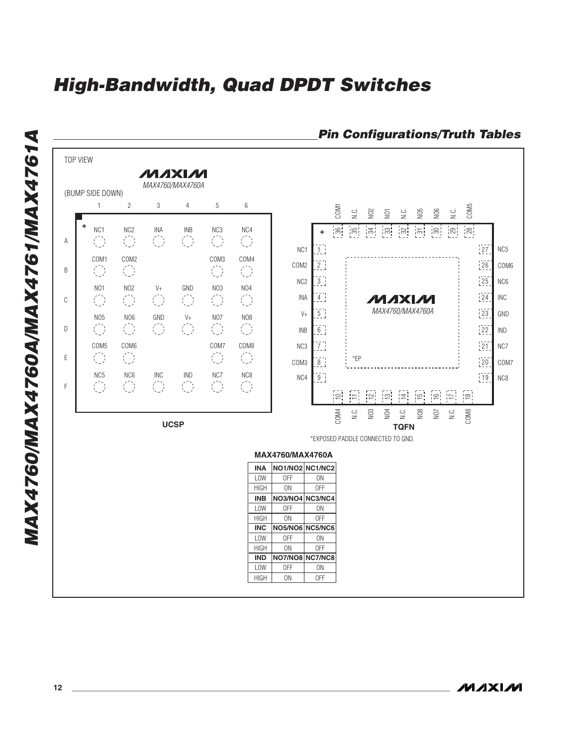## Pin Configurations/Truth Tables

TOP VIEW

MAX4760/MAX4760A

(BUMP SIDE DOWN)

| | 1 | 2 | 3 | 4 | 5 | 6 |
|---|---|---|---|---|---|---|
| A | NC1 | NC2 | INA | INB | NC3 | NC4 |
| B | COM1 | COM2 | | | COM3 | COM4 |
| C | NO1 | NO2 | V+ | GND | NO3 | NO4 |
| D | NO5 | NO6 | GND | V+ | NO7 | NO8 |
| E | COM5 | COM6 | | | COM7 | COM8 |
| F | NC5 | NC6 | INC | IND | NC7 | NC8 |

**UCSP**

MAX4760/MAX4760A

| Pin | Name | Pin | Name |
|---|---|---|---|
| 1 | NC1 | 19 | NC8 |
| 2 | COM2 | 20 | COM7 |
| 3 | NC2 | 21 | NC7 |
| 4 | INA | 22 | IND |
| 5 | V+ | 23 | GND |
| 6 | INB | 24 | INC |
| 7 | NC3 | 25 | NC6 |
| 8 | COM3 | 26 | COM6 |
| 9 | NC4 | 27 | NC5 |
| 10 | COM4 | 28 | COM5 |
| 11 | N.C. | 29 | N.C. |
| 12 | NO3 | 30 | NO6 |
| 13 | NO4 | 31 | NO5 |
| 14 | N.C. | 32 | N.C. |
| 15 | NO8 | 33 | NO1 |
| 16 | NO7 | 34 | NO2 |
| 17 | N.C. | 35 | N.C. |
| 18 | COM8 | 36 | COM1 |

*EP

**TQFN**

*EXPOSED PADDLE CONNECTED TO GND.

**MAX4760/MAX4760A**

| INA | NO1/NO2 | NC1/NC2 |
|---|---|---|
| LOW | OFF | ON |
| HIGH | ON | OFF |
| **INB** | **NO3/NO4** | **NC3/NC4** |
| LOW | OFF | ON |
| HIGH | ON | OFF |
| **INC** | **NO5/NO6** | **NC5/NC6** |
| LOW | OFF | ON |
| HIGH | ON | OFF |
| **IND** | **NO7/NO8** | **NC7/NC8** |
| LOW | OFF | ON |
| HIGH | ON | OFF |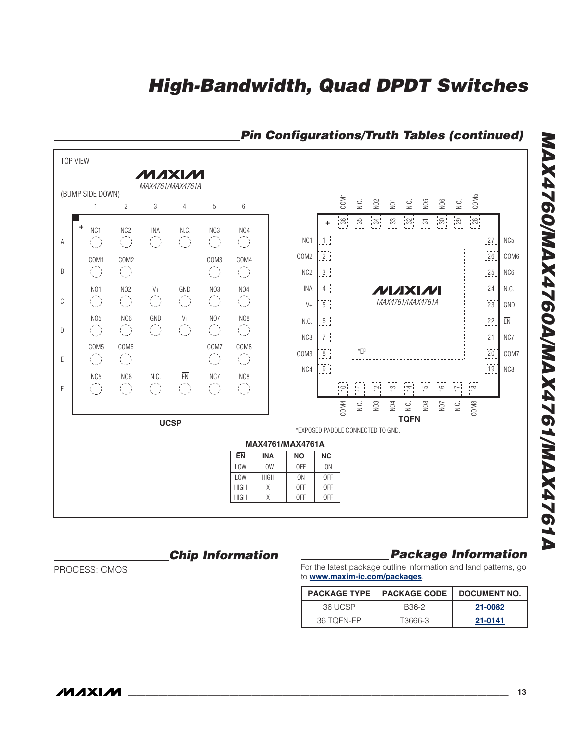## Pin Configurations/Truth Tables (continued)

TOP VIEW

MAX4761/MAX4761A

(BUMP SIDE DOWN)

**UCSP**

| | 1 | 2 | 3 | 4 | 5 | 6 |
|---|---|---|---|---|---|---|
| A | NC1 | NC2 | INA | N.C. | NC3 | NC4 |
| B | COM1 | COM2 | | | COM3 | COM4 |
| C | NO1 | NO2 | V+ | GND | NO3 | NO4 |
| D | NO5 | NO6 | GND | V+ | NO7 | NO8 |
| E | COM5 | COM6 | | | COM7 | COM8 |
| F | NC5 | NC6 | N.C. | $\overline{EN}$ | NC7 | NC8 |

**TQFN**

MAX4761/MAX4761A

| Pin | Name | Pin | Name | Pin | Name | Pin | Name |
|---|---|---|---|---|---|---|---|
| 1 | NC1 | 10 | COM4 | 19 | NC8 | 28 | COM5 |
| 2 | COM2 | 11 | N.C. | 20 | COM7 | 29 | N.C. |
| 3 | NC2 | 12 | NO3 | 21 | NC7 | 30 | NO6 |
| 4 | INA | 13 | NO4 | 22 | $\overline{EN}$ | 31 | NO5 |
| 5 | V+ | 14 | N.C. | 23 | GND | 32 | N.C. |
| 6 | N.C. | 15 | NO8 | 24 | N.C. | 33 | NO1 |
| 7 | NC3 | 16 | NO7 | 25 | NC6 | 34 | NO2 |
| 8 | COM3 | 17 | N.C. | 26 | COM6 | 35 | N.C. |
| 9 | NC4 | 18 | COM8 | 27 | NC5 | 36 | COM1 |

*EP

*EXPOSED PADDLE CONNECTED TO GND.

**MAX4761/MAX4761A**

| $\overline{EN}$ | INA | NO_ | NC_ |
|---|---|---|---|
| LOW | LOW | OFF | ON |
| LOW | HIGH | ON | OFF |
| HIGH | X | OFF | OFF |
| HIGH | X | OFF | OFF |

## Chip Information

PROCESS: CMOS

## Package Information

For the latest package outline information and land patterns, go to **www.maxim-ic.com/packages**.

| PACKAGE TYPE | PACKAGE CODE | DOCUMENT NO. |
|---|---|---|
| 36 UCSP | B36-2 | 21-0082 |
| 36 TQFN-EP | T3666-3 | 21-0141 |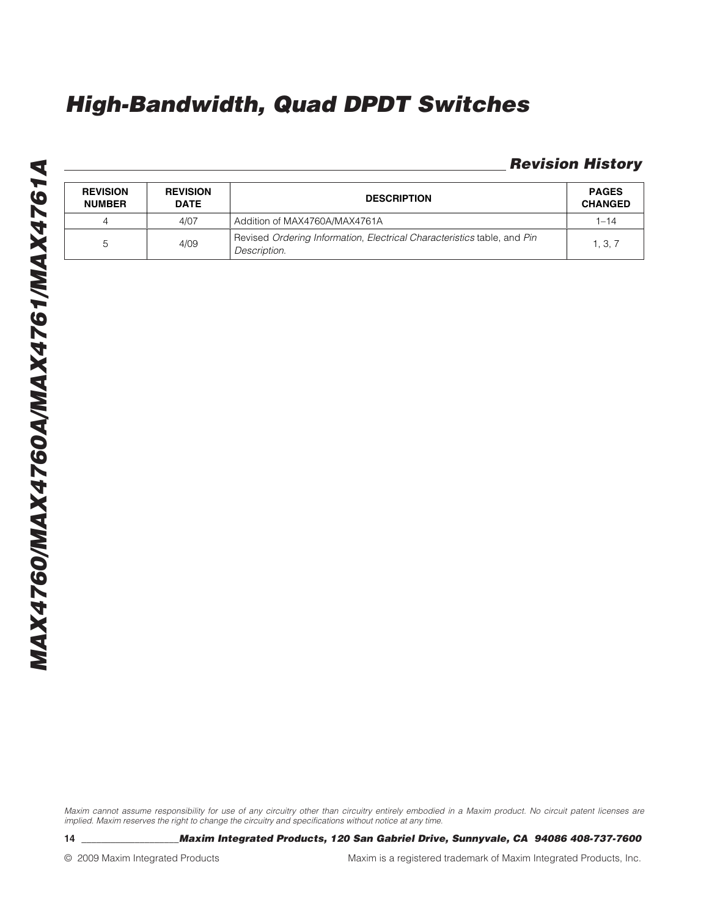## Revision History

| REVISION NUMBER | REVISION DATE | DESCRIPTION | PAGES CHANGED |
|---|---|---|---|
| 4 | 4/07 | Addition of MAX4760A/MAX4761A | 1–14 |
| 5 | 4/09 | Revised *Ordering Information*, *Electrical Characteristics* table, and *Pin Description*. | 1, 3, 7 |

*Maxim cannot assume responsibility for use of any circuitry other than circuitry entirely embodied in a Maxim product. No circuit patent licenses are implied. Maxim reserves the right to change the circuitry and specifications without notice at any time.*

***Maxim Integrated Products, 120 San Gabriel Drive, Sunnyvale, CA 94086 408-737-7600***

© 2009 Maxim Integrated Products

Maxim is a registered trademark of Maxim Integrated Products, Inc.